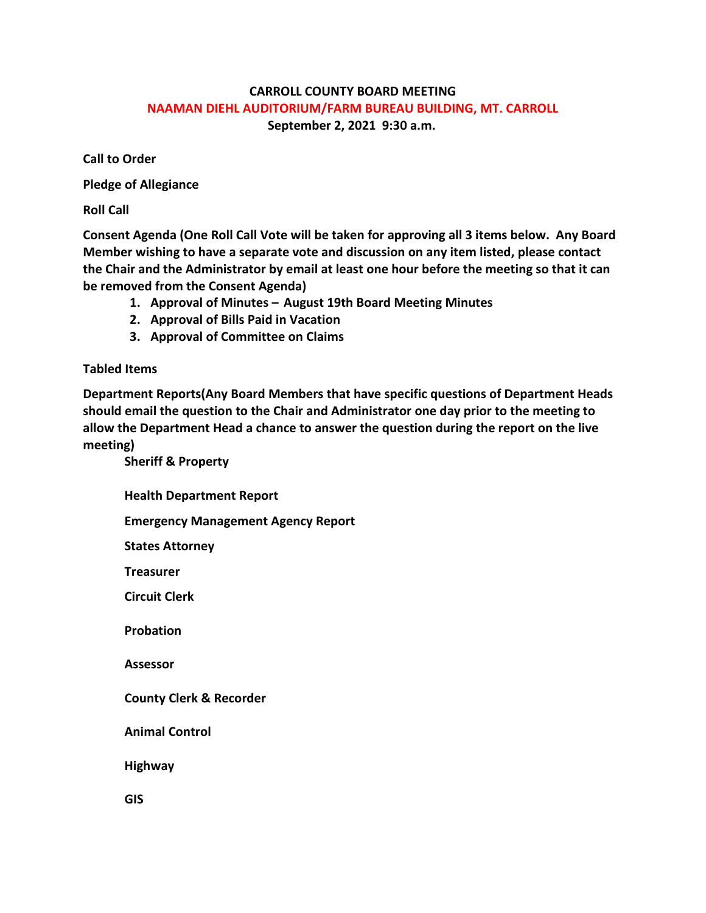# CARROLL COUNTY BOARD MEETING

## NAAMAN DIEHL AUDITORIUM/FARM BUREAU BUILDING, MT. CARROLL

**September 2, 2021 9:30 a.m.**

**Call to Order**

**Pledge of Allegiance**

**Roll Call**

**Consent Agenda (One Roll Call Vote will be taken for approving all 3 items below. Any Board Member wishing to have a separate vote and discussion on any item listed, please contact the Chair and the Administrator by email at least one hour before the meeting so that it can be removed from the Consent Agenda)**

1. **Approval of Minutes – August 19th Board Meeting Minutes**
2. **Approval of Bills Paid in Vacation**
3. **Approval of Committee on Claims**

**Tabled Items**

**Department Reports(Any Board Members that have specific questions of Department Heads should email the question to the Chair and Administrator one day prior to the meeting to allow the Department Head a chance to answer the question during the report on the live meeting)**

- **Sheriff & Property**
- **Health Department Report**
- **Emergency Management Agency Report**
- **States Attorney**
- **Treasurer**
- **Circuit Clerk**
- **Probation**
- **Assessor**
- **County Clerk & Recorder**
- **Animal Control**
- **Highway**
- **GIS**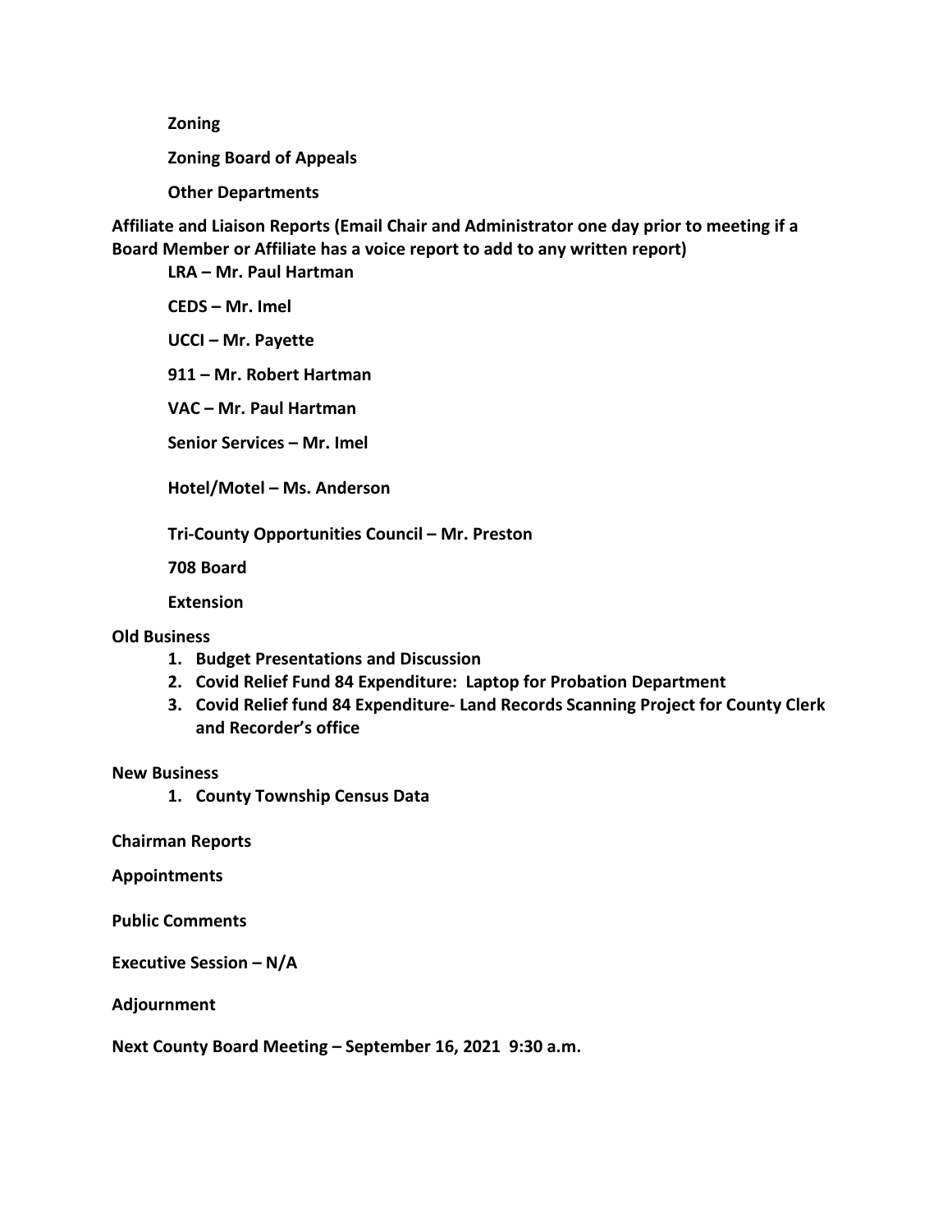**Zoning**

**Zoning Board of Appeals**

**Other Departments**

**Affiliate and Liaison Reports (Email Chair and Administrator one day prior to meeting if a Board Member or Affiliate has a voice report to add to any written report)**

**LRA – Mr. Paul Hartman**

**CEDS – Mr. Imel**

**UCCI – Mr. Payette**

**911 – Mr. Robert Hartman**

**VAC – Mr. Paul Hartman**

**Senior Services – Mr. Imel**

**Hotel/Motel – Ms. Anderson**

**Tri-County Opportunities Council – Mr. Preston**

**708 Board**

**Extension**

**Old Business**

1. **Budget Presentations and Discussion**
2. **Covid Relief Fund 84 Expenditure: Laptop for Probation Department**
3. **Covid Relief fund 84 Expenditure- Land Records Scanning Project for County Clerk and Recorder's office**

**New Business**

1. **County Township Census Data**

**Chairman Reports**

**Appointments**

**Public Comments**

**Executive Session – N/A**

**Adjournment**

**Next County Board Meeting – September 16, 2021 9:30 a.m.**